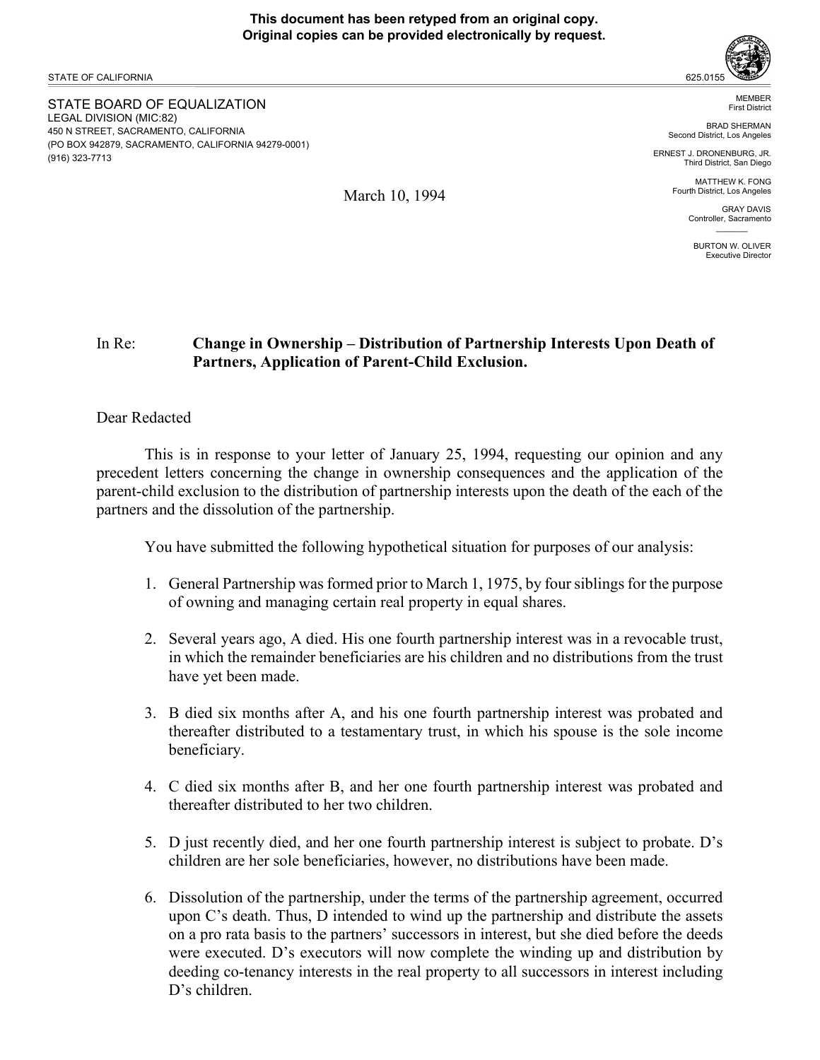**This document has been retyped from an original copy.**
**Original copies can be provided electronically by request.**

STATE OF CALIFORNIA

625.0155

STATE BOARD OF EQUALIZATION
LEGAL DIVISION (MIC:82)
450 N STREET, SACRAMENTO, CALIFORNIA
(PO BOX 942879, SACRAMENTO, CALIFORNIA 94279-0001)
(916) 323-7713

MEMBER
First District

BRAD SHERMAN
Second District, Los Angeles

ERNEST J. DRONENBURG, JR.
Third District, San Diego

MATTHEW K. FONG
Fourth District, Los Angeles

GRAY DAVIS
Controller, Sacramento

BURTON W. OLIVER
Executive Director

March 10, 1994

In Re: **Change in Ownership – Distribution of Partnership Interests Upon Death of Partners, Application of Parent-Child Exclusion.**

Dear Redacted

This is in response to your letter of January 25, 1994, requesting our opinion and any precedent letters concerning the change in ownership consequences and the application of the parent-child exclusion to the distribution of partnership interests upon the death of the each of the partners and the dissolution of the partnership.

You have submitted the following hypothetical situation for purposes of our analysis:

1. General Partnership was formed prior to March 1, 1975, by four siblings for the purpose of owning and managing certain real property in equal shares.
2. Several years ago, A died. His one fourth partnership interest was in a revocable trust, in which the remainder beneficiaries are his children and no distributions from the trust have yet been made.
3. B died six months after A, and his one fourth partnership interest was probated and thereafter distributed to a testamentary trust, in which his spouse is the sole income beneficiary.
4. C died six months after B, and her one fourth partnership interest was probated and thereafter distributed to her two children.
5. D just recently died, and her one fourth partnership interest is subject to probate. D's children are her sole beneficiaries, however, no distributions have been made.
6. Dissolution of the partnership, under the terms of the partnership agreement, occurred upon C's death. Thus, D intended to wind up the partnership and distribute the assets on a pro rata basis to the partners' successors in interest, but she died before the deeds were executed. D's executors will now complete the winding up and distribution by deeding co-tenancy interests in the real property to all successors in interest including D's children.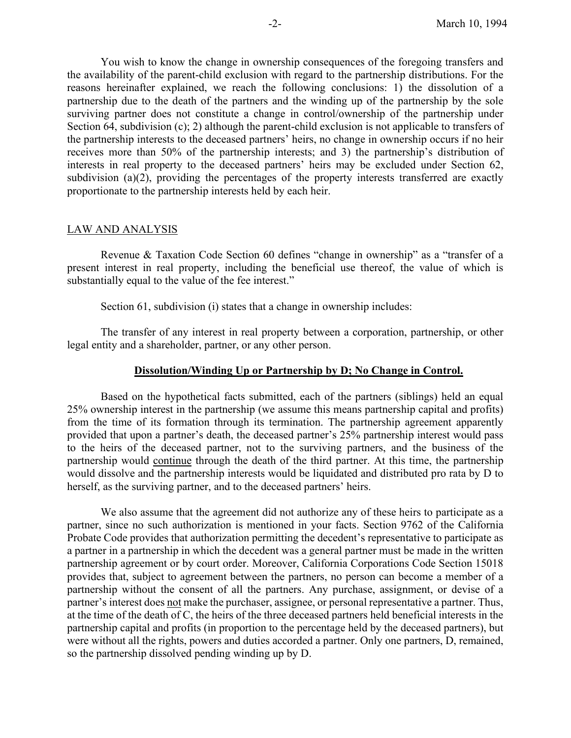You wish to know the change in ownership consequences of the foregoing transfers and the availability of the parent-child exclusion with regard to the partnership distributions. For the reasons hereinafter explained, we reach the following conclusions: 1) the dissolution of a partnership due to the death of the partners and the winding up of the partnership by the sole surviving partner does not constitute a change in control/ownership of the partnership under Section 64, subdivision (c); 2) although the parent-child exclusion is not applicable to transfers of the partnership interests to the deceased partners' heirs, no change in ownership occurs if no heir receives more than 50% of the partnership interests; and 3) the partnership's distribution of interests in real property to the deceased partners' heirs may be excluded under Section 62, subdivision (a)(2), providing the percentages of the property interests transferred are exactly proportionate to the partnership interests held by each heir.

## LAW AND ANALYSIS

Revenue & Taxation Code Section 60 defines "change in ownership" as a "transfer of a present interest in real property, including the beneficial use thereof, the value of which is substantially equal to the value of the fee interest."

Section 61, subdivision (i) states that a change in ownership includes:

The transfer of any interest in real property between a corporation, partnership, or other legal entity and a shareholder, partner, or any other person.

### **Dissolution/Winding Up or Partnership by D; No Change in Control.**

Based on the hypothetical facts submitted, each of the partners (siblings) held an equal 25% ownership interest in the partnership (we assume this means partnership capital and profits) from the time of its formation through its termination. The partnership agreement apparently provided that upon a partner's death, the deceased partner's 25% partnership interest would pass to the heirs of the deceased partner, not to the surviving partners, and the business of the partnership would continue through the death of the third partner. At this time, the partnership would dissolve and the partnership interests would be liquidated and distributed pro rata by D to herself, as the surviving partner, and to the deceased partners' heirs.

We also assume that the agreement did not authorize any of these heirs to participate as a partner, since no such authorization is mentioned in your facts. Section 9762 of the California Probate Code provides that authorization permitting the decedent's representative to participate as a partner in a partnership in which the decedent was a general partner must be made in the written partnership agreement or by court order. Moreover, California Corporations Code Section 15018 provides that, subject to agreement between the partners, no person can become a member of a partnership without the consent of all the partners. Any purchase, assignment, or devise of a partner's interest does not make the purchaser, assignee, or personal representative a partner. Thus, at the time of the death of C, the heirs of the three deceased partners held beneficial interests in the partnership capital and profits (in proportion to the percentage held by the deceased partners), but were without all the rights, powers and duties accorded a partner. Only one partners, D, remained, so the partnership dissolved pending winding up by D.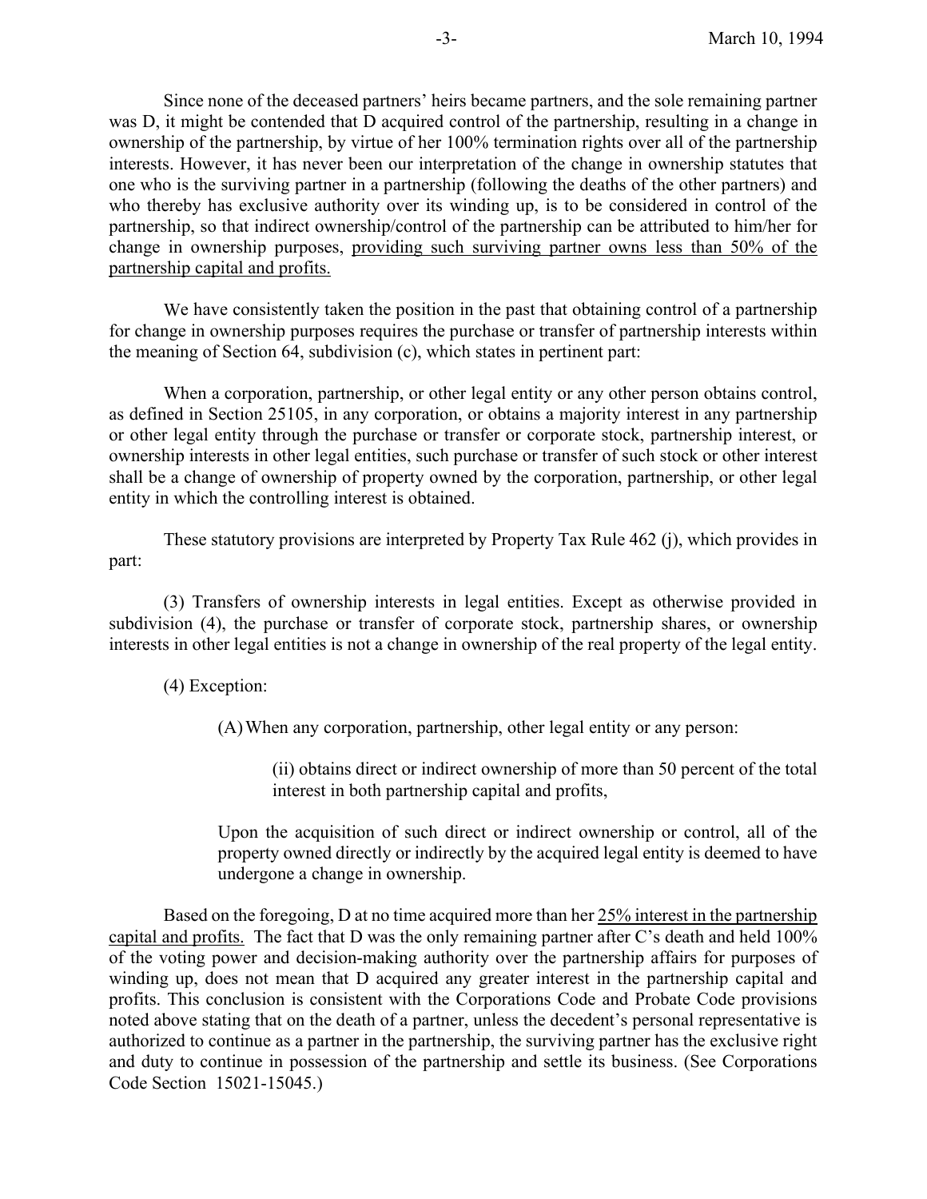Since none of the deceased partners' heirs became partners, and the sole remaining partner was D, it might be contended that D acquired control of the partnership, resulting in a change in ownership of the partnership, by virtue of her 100% termination rights over all of the partnership interests. However, it has never been our interpretation of the change in ownership statutes that one who is the surviving partner in a partnership (following the deaths of the other partners) and who thereby has exclusive authority over its winding up, is to be considered in control of the partnership, so that indirect ownership/control of the partnership can be attributed to him/her for change in ownership purposes, <u>providing such surviving partner owns less than 50% of the partnership capital and profits.</u>

We have consistently taken the position in the past that obtaining control of a partnership for change in ownership purposes requires the purchase or transfer of partnership interests within the meaning of Section 64, subdivision (c), which states in pertinent part:

When a corporation, partnership, or other legal entity or any other person obtains control, as defined in Section 25105, in any corporation, or obtains a majority interest in any partnership or other legal entity through the purchase or transfer or corporate stock, partnership interest, or ownership interests in other legal entities, such purchase or transfer of such stock or other interest shall be a change of ownership of property owned by the corporation, partnership, or other legal entity in which the controlling interest is obtained.

These statutory provisions are interpreted by Property Tax Rule 462 (j), which provides in part:

(3) Transfers of ownership interests in legal entities. Except as otherwise provided in subdivision (4), the purchase or transfer of corporate stock, partnership shares, or ownership interests in other legal entities is not a change in ownership of the real property of the legal entity.

(4) Exception:

(A) When any corporation, partnership, other legal entity or any person:

(ii) obtains direct or indirect ownership of more than 50 percent of the total interest in both partnership capital and profits,

Upon the acquisition of such direct or indirect ownership or control, all of the property owned directly or indirectly by the acquired legal entity is deemed to have undergone a change in ownership.

Based on the foregoing, D at no time acquired more than her <u>25% interest in the partnership capital and profits.</u> The fact that D was the only remaining partner after C's death and held 100% of the voting power and decision-making authority over the partnership affairs for purposes of winding up, does not mean that D acquired any greater interest in the partnership capital and profits. This conclusion is consistent with the Corporations Code and Probate Code provisions noted above stating that on the death of a partner, unless the decedent's personal representative is authorized to continue as a partner in the partnership, the surviving partner has the exclusive right and duty to continue in possession of the partnership and settle its business. (See Corporations Code Section 15021-15045.)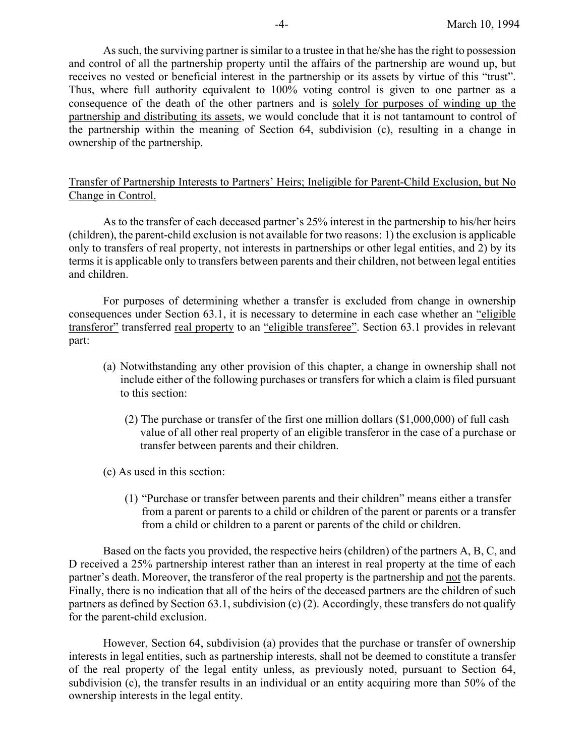As such, the surviving partner is similar to a trustee in that he/she has the right to possession and control of all the partnership property until the affairs of the partnership are wound up, but receives no vested or beneficial interest in the partnership or its assets by virtue of this "trust". Thus, where full authority equivalent to 100% voting control is given to one partner as a consequence of the death of the other partners and is solely for purposes of winding up the partnership and distributing its assets, we would conclude that it is not tantamount to control of the partnership within the meaning of Section 64, subdivision (c), resulting in a change in ownership of the partnership.

Transfer of Partnership Interests to Partners' Heirs; Ineligible for Parent-Child Exclusion, but No Change in Control.

As to the transfer of each deceased partner's 25% interest in the partnership to his/her heirs (children), the parent-child exclusion is not available for two reasons: 1) the exclusion is applicable only to transfers of real property, not interests in partnerships or other legal entities, and 2) by its terms it is applicable only to transfers between parents and their children, not between legal entities and children.

For purposes of determining whether a transfer is excluded from change in ownership consequences under Section 63.1, it is necessary to determine in each case whether an "eligible transferor" transferred real property to an "eligible transferee". Section 63.1 provides in relevant part:

> (a) Notwithstanding any other provision of this chapter, a change in ownership shall not include either of the following purchases or transfers for which a claim is filed pursuant to this section:
>
> (2) The purchase or transfer of the first one million dollars ($1,000,000) of full cash value of all other real property of an eligible transferor in the case of a purchase or transfer between parents and their children.
>
> (c) As used in this section:
>
> (1) "Purchase or transfer between parents and their children" means either a transfer from a parent or parents to a child or children of the parent or parents or a transfer from a child or children to a parent or parents of the child or children.

Based on the facts you provided, the respective heirs (children) of the partners A, B, C, and D received a 25% partnership interest rather than an interest in real property at the time of each partner's death. Moreover, the transferor of the real property is the partnership and not the parents. Finally, there is no indication that all of the heirs of the deceased partners are the children of such partners as defined by Section 63.1, subdivision (c) (2). Accordingly, these transfers do not qualify for the parent-child exclusion.

However, Section 64, subdivision (a) provides that the purchase or transfer of ownership interests in legal entities, such as partnership interests, shall not be deemed to constitute a transfer of the real property of the legal entity unless, as previously noted, pursuant to Section 64, subdivision (c), the transfer results in an individual or an entity acquiring more than 50% of the ownership interests in the legal entity.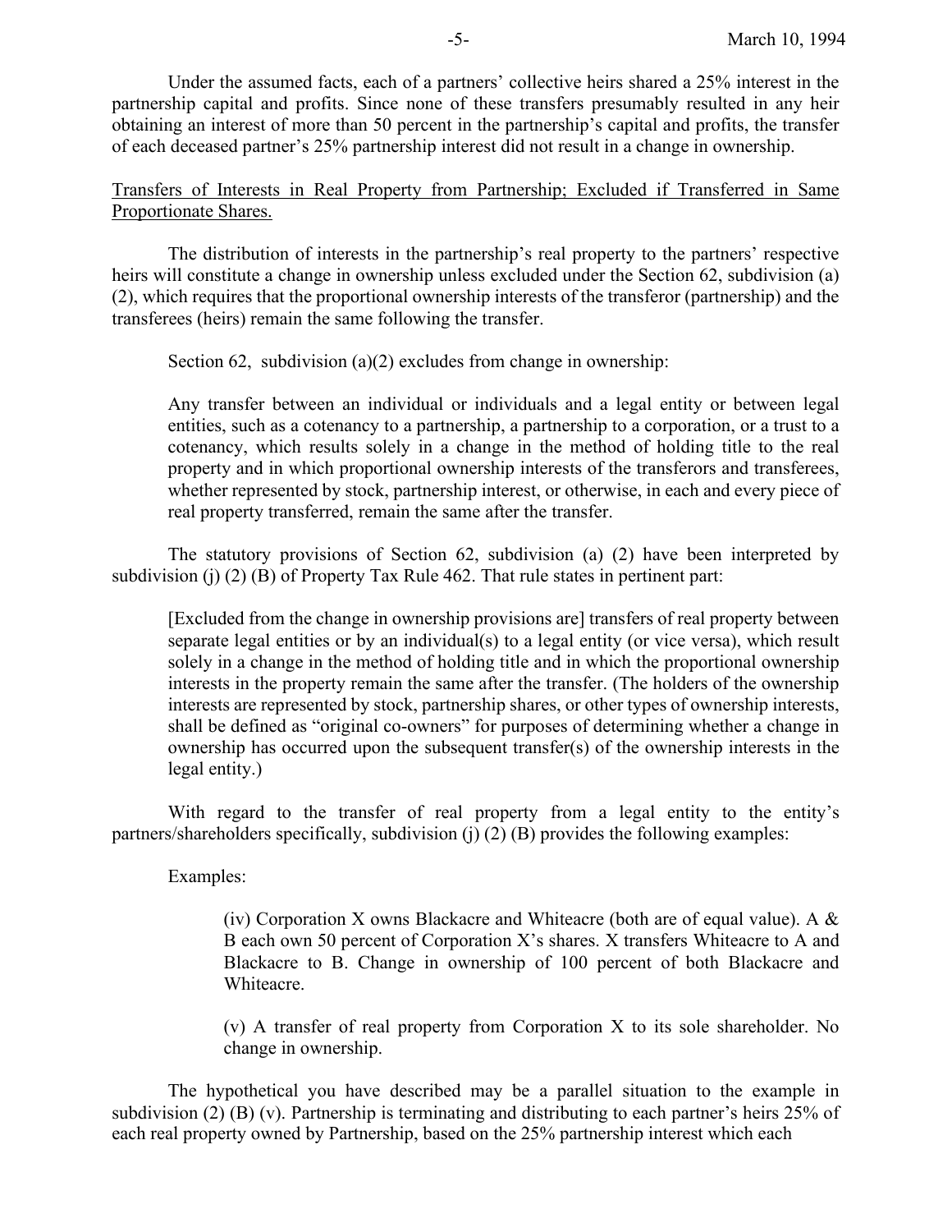Under the assumed facts, each of a partners' collective heirs shared a 25% interest in the partnership capital and profits. Since none of these transfers presumably resulted in any heir obtaining an interest of more than 50 percent in the partnership's capital and profits, the transfer of each deceased partner's 25% partnership interest did not result in a change in ownership.

<u>Transfers of Interests in Real Property from Partnership; Excluded if Transferred in Same Proportionate Shares.</u>

The distribution of interests in the partnership's real property to the partners' respective heirs will constitute a change in ownership unless excluded under the Section 62, subdivision (a) (2), which requires that the proportional ownership interests of the transferor (partnership) and the transferees (heirs) remain the same following the transfer.

Section 62, subdivision (a)(2) excludes from change in ownership:

> Any transfer between an individual or individuals and a legal entity or between legal entities, such as a cotenancy to a partnership, a partnership to a corporation, or a trust to a cotenancy, which results solely in a change in the method of holding title to the real property and in which proportional ownership interests of the transferors and transferees, whether represented by stock, partnership interest, or otherwise, in each and every piece of real property transferred, remain the same after the transfer.

The statutory provisions of Section 62, subdivision (a) (2) have been interpreted by subdivision (j) (2) (B) of Property Tax Rule 462. That rule states in pertinent part:

> [Excluded from the change in ownership provisions are] transfers of real property between separate legal entities or by an individual(s) to a legal entity (or vice versa), which result solely in a change in the method of holding title and in which the proportional ownership interests in the property remain the same after the transfer. (The holders of the ownership interests are represented by stock, partnership shares, or other types of ownership interests, shall be defined as "original co-owners" for purposes of determining whether a change in ownership has occurred upon the subsequent transfer(s) of the ownership interests in the legal entity.)

With regard to the transfer of real property from a legal entity to the entity's partners/shareholders specifically, subdivision (j) (2) (B) provides the following examples:

> Examples:
>
> (iv) Corporation X owns Blackacre and Whiteacre (both are of equal value). A & B each own 50 percent of Corporation X's shares. X transfers Whiteacre to A and Blackacre to B. Change in ownership of 100 percent of both Blackacre and Whiteacre.
>
> (v) A transfer of real property from Corporation X to its sole shareholder. No change in ownership.

The hypothetical you have described may be a parallel situation to the example in subdivision (2) (B) (v). Partnership is terminating and distributing to each partner's heirs 25% of each real property owned by Partnership, based on the 25% partnership interest which each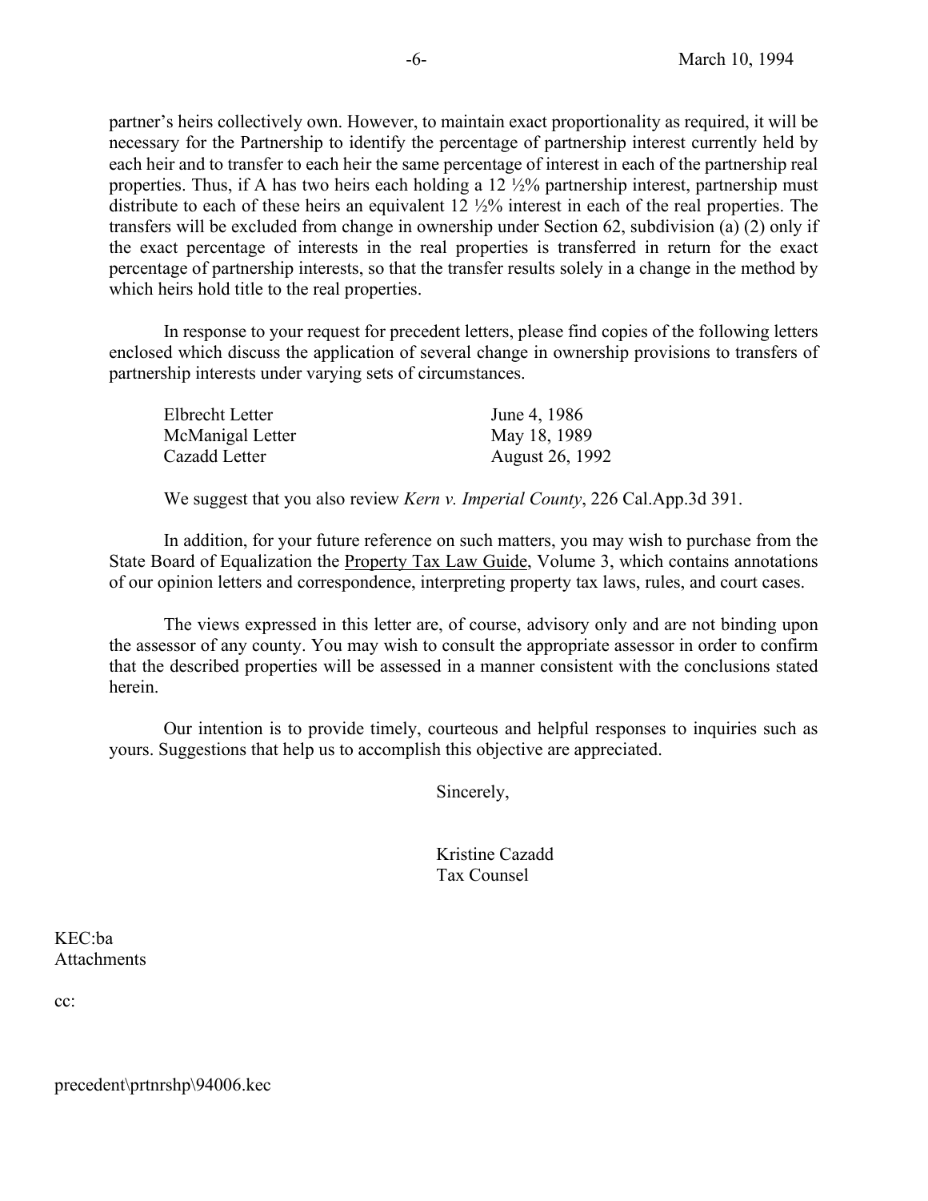partner's heirs collectively own. However, to maintain exact proportionality as required, it will be necessary for the Partnership to identify the percentage of partnership interest currently held by each heir and to transfer to each heir the same percentage of interest in each of the partnership real properties. Thus, if A has two heirs each holding a 12 ½% partnership interest, partnership must distribute to each of these heirs an equivalent 12 ½% interest in each of the real properties. The transfers will be excluded from change in ownership under Section 62, subdivision (a) (2) only if the exact percentage of interests in the real properties is transferred in return for the exact percentage of partnership interests, so that the transfer results solely in a change in the method by which heirs hold title to the real properties.

In response to your request for precedent letters, please find copies of the following letters enclosed which discuss the application of several change in ownership provisions to transfers of partnership interests under varying sets of circumstances.

| | |
|---|---|
| Elbrecht Letter | June 4, 1986 |
| McManigal Letter | May 18, 1989 |
| Cazadd Letter | August 26, 1992 |

We suggest that you also review *Kern v. Imperial County*, 226 Cal.App.3d 391.

In addition, for your future reference on such matters, you may wish to purchase from the State Board of Equalization the Property Tax Law Guide, Volume 3, which contains annotations of our opinion letters and correspondence, interpreting property tax laws, rules, and court cases.

The views expressed in this letter are, of course, advisory only and are not binding upon the assessor of any county. You may wish to consult the appropriate assessor in order to confirm that the described properties will be assessed in a manner consistent with the conclusions stated herein.

Our intention is to provide timely, courteous and helpful responses to inquiries such as yours. Suggestions that help us to accomplish this objective are appreciated.

Sincerely,

Kristine Cazadd
Tax Counsel

KEC:ba
Attachments

cc:

precedent\prtnrshp\94006.kec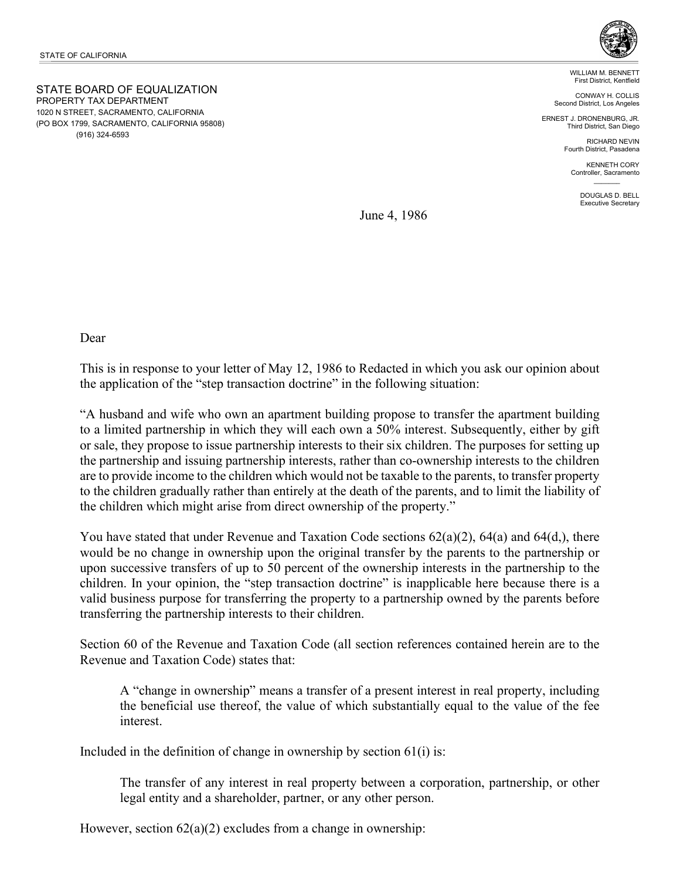STATE OF CALIFORNIA

STATE BOARD OF EQUALIZATION
PROPERTY TAX DEPARTMENT
1020 N STREET, SACRAMENTO, CALIFORNIA
(PO BOX 1799, SACRAMENTO, CALIFORNIA 95808)
(916) 324-6593

WILLIAM M. BENNETT
First District, Kentfield

CONWAY H. COLLIS
Second District, Los Angeles

ERNEST J. DRONENBURG, JR.
Third District, San Diego

RICHARD NEVIN
Fourth District, Pasadena

KENNETH CORY
Controller, Sacramento

DOUGLAS D. BELL
Executive Secretary

June 4, 1986

Dear

This is in response to your letter of May 12, 1986 to Redacted in which you ask our opinion about the application of the "step transaction doctrine" in the following situation:

"A husband and wife who own an apartment building propose to transfer the apartment building to a limited partnership in which they will each own a 50% interest. Subsequently, either by gift or sale, they propose to issue partnership interests to their six children. The purposes for setting up the partnership and issuing partnership interests, rather than co-ownership interests to the children are to provide income to the children which would not be taxable to the parents, to transfer property to the children gradually rather than entirely at the death of the parents, and to limit the liability of the children which might arise from direct ownership of the property."

You have stated that under Revenue and Taxation Code sections 62(a)(2), 64(a) and 64(d,), there would be no change in ownership upon the original transfer by the parents to the partnership or upon successive transfers of up to 50 percent of the ownership interests in the partnership to the children. In your opinion, the "step transaction doctrine" is inapplicable here because there is a valid business purpose for transferring the property to a partnership owned by the parents before transferring the partnership interests to their children.

Section 60 of the Revenue and Taxation Code (all section references contained herein are to the Revenue and Taxation Code) states that:

> A "change in ownership" means a transfer of a present interest in real property, including the beneficial use thereof, the value of which substantially equal to the value of the fee interest.

Included in the definition of change in ownership by section 61(i) is:

> The transfer of any interest in real property between a corporation, partnership, or other legal entity and a shareholder, partner, or any other person.

However, section 62(a)(2) excludes from a change in ownership: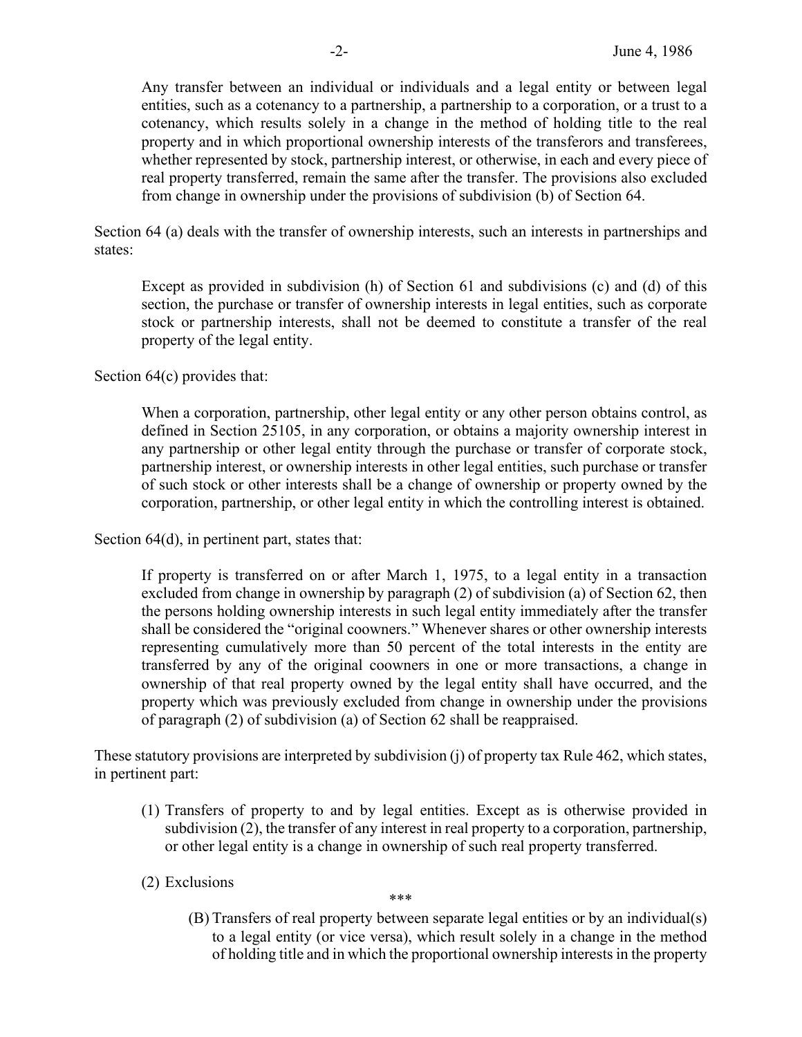> Any transfer between an individual or individuals and a legal entity or between legal entities, such as a cotenancy to a partnership, a partnership to a corporation, or a trust to a cotenancy, which results solely in a change in the method of holding title to the real property and in which proportional ownership interests of the transferors and transferees, whether represented by stock, partnership interest, or otherwise, in each and every piece of real property transferred, remain the same after the transfer. The provisions also excluded from change in ownership under the provisions of subdivision (b) of Section 64.

Section 64 (a) deals with the transfer of ownership interests, such an interests in partnerships and states:

> Except as provided in subdivision (h) of Section 61 and subdivisions (c) and (d) of this section, the purchase or transfer of ownership interests in legal entities, such as corporate stock or partnership interests, shall not be deemed to constitute a transfer of the real property of the legal entity.

Section 64(c) provides that:

> When a corporation, partnership, other legal entity or any other person obtains control, as defined in Section 25105, in any corporation, or obtains a majority ownership interest in any partnership or other legal entity through the purchase or transfer of corporate stock, partnership interest, or ownership interests in other legal entities, such purchase or transfer of such stock or other interests shall be a change of ownership or property owned by the corporation, partnership, or other legal entity in which the controlling interest is obtained.

Section 64(d), in pertinent part, states that:

> If property is transferred on or after March 1, 1975, to a legal entity in a transaction excluded from change in ownership by paragraph (2) of subdivision (a) of Section 62, then the persons holding ownership interests in such legal entity immediately after the transfer shall be considered the "original coowners." Whenever shares or other ownership interests representing cumulatively more than 50 percent of the total interests in the entity are transferred by any of the original coowners in one or more transactions, a change in ownership of that real property owned by the legal entity shall have occurred, and the property which was previously excluded from change in ownership under the provisions of paragraph (2) of subdivision (a) of Section 62 shall be reappraised.

These statutory provisions are interpreted by subdivision (j) of property tax Rule 462, which states, in pertinent part:

> (1) Transfers of property to and by legal entities. Except as is otherwise provided in subdivision (2), the transfer of any interest in real property to a corporation, partnership, or other legal entity is a change in ownership of such real property transferred.
>
> (2) Exclusions
>
> \*\*\*
>
> (B) Transfers of real property between separate legal entities or by an individual(s) to a legal entity (or vice versa), which result solely in a change in the method of holding title and in which the proportional ownership interests in the property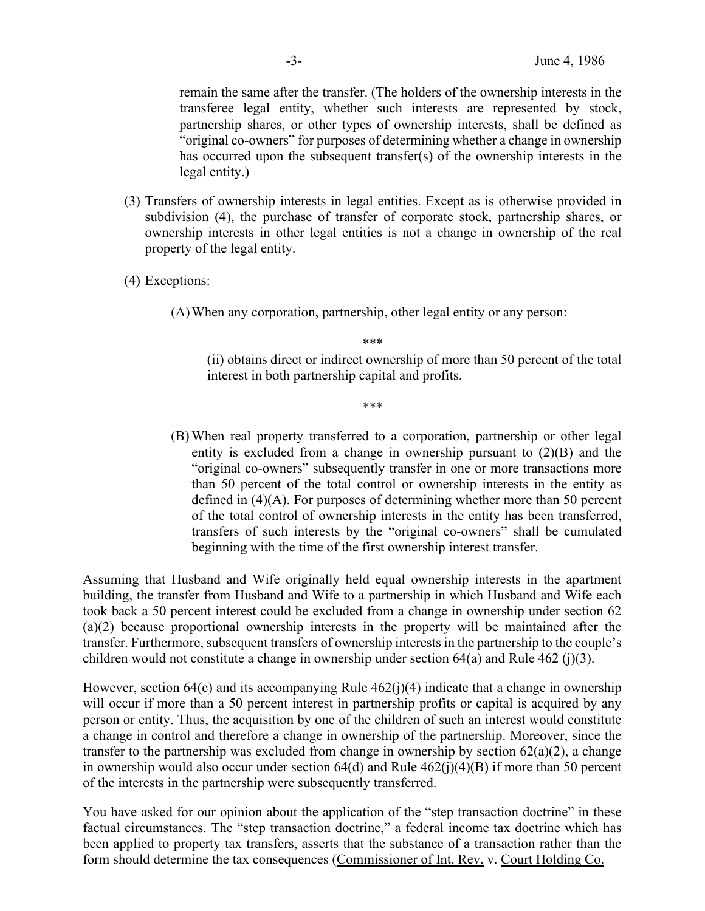remain the same after the transfer. (The holders of the ownership interests in the transferee legal entity, whether such interests are represented by stock, partnership shares, or other types of ownership interests, shall be defined as "original co-owners" for purposes of determining whether a change in ownership has occurred upon the subsequent transfer(s) of the ownership interests in the legal entity.)

(3) Transfers of ownership interests in legal entities. Except as is otherwise provided in subdivision (4), the purchase of transfer of corporate stock, partnership shares, or ownership interests in other legal entities is not a change in ownership of the real property of the legal entity.

(4) Exceptions:

(A) When any corporation, partnership, other legal entity or any person:

***

(ii) obtains direct or indirect ownership of more than 50 percent of the total interest in both partnership capital and profits.

***

(B) When real property transferred to a corporation, partnership or other legal entity is excluded from a change in ownership pursuant to (2)(B) and the "original co-owners" subsequently transfer in one or more transactions more than 50 percent of the total control or ownership interests in the entity as defined in (4)(A). For purposes of determining whether more than 50 percent of the total control of ownership interests in the entity has been transferred, transfers of such interests by the "original co-owners" shall be cumulated beginning with the time of the first ownership interest transfer.

Assuming that Husband and Wife originally held equal ownership interests in the apartment building, the transfer from Husband and Wife to a partnership in which Husband and Wife each took back a 50 percent interest could be excluded from a change in ownership under section 62 (a)(2) because proportional ownership interests in the property will be maintained after the transfer. Furthermore, subsequent transfers of ownership interests in the partnership to the couple's children would not constitute a change in ownership under section 64(a) and Rule 462 (j)(3).

However, section 64(c) and its accompanying Rule 462(j)(4) indicate that a change in ownership will occur if more than a 50 percent interest in partnership profits or capital is acquired by any person or entity. Thus, the acquisition by one of the children of such an interest would constitute a change in control and therefore a change in ownership of the partnership. Moreover, since the transfer to the partnership was excluded from change in ownership by section 62(a)(2), a change in ownership would also occur under section 64(d) and Rule 462(j)(4)(B) if more than 50 percent of the interests in the partnership were subsequently transferred.

You have asked for our opinion about the application of the "step transaction doctrine" in these factual circumstances. The "step transaction doctrine," a federal income tax doctrine which has been applied to property tax transfers, asserts that the substance of a transaction rather than the form should determine the tax consequences (Commissioner of Int. Rev. v. Court Holding Co.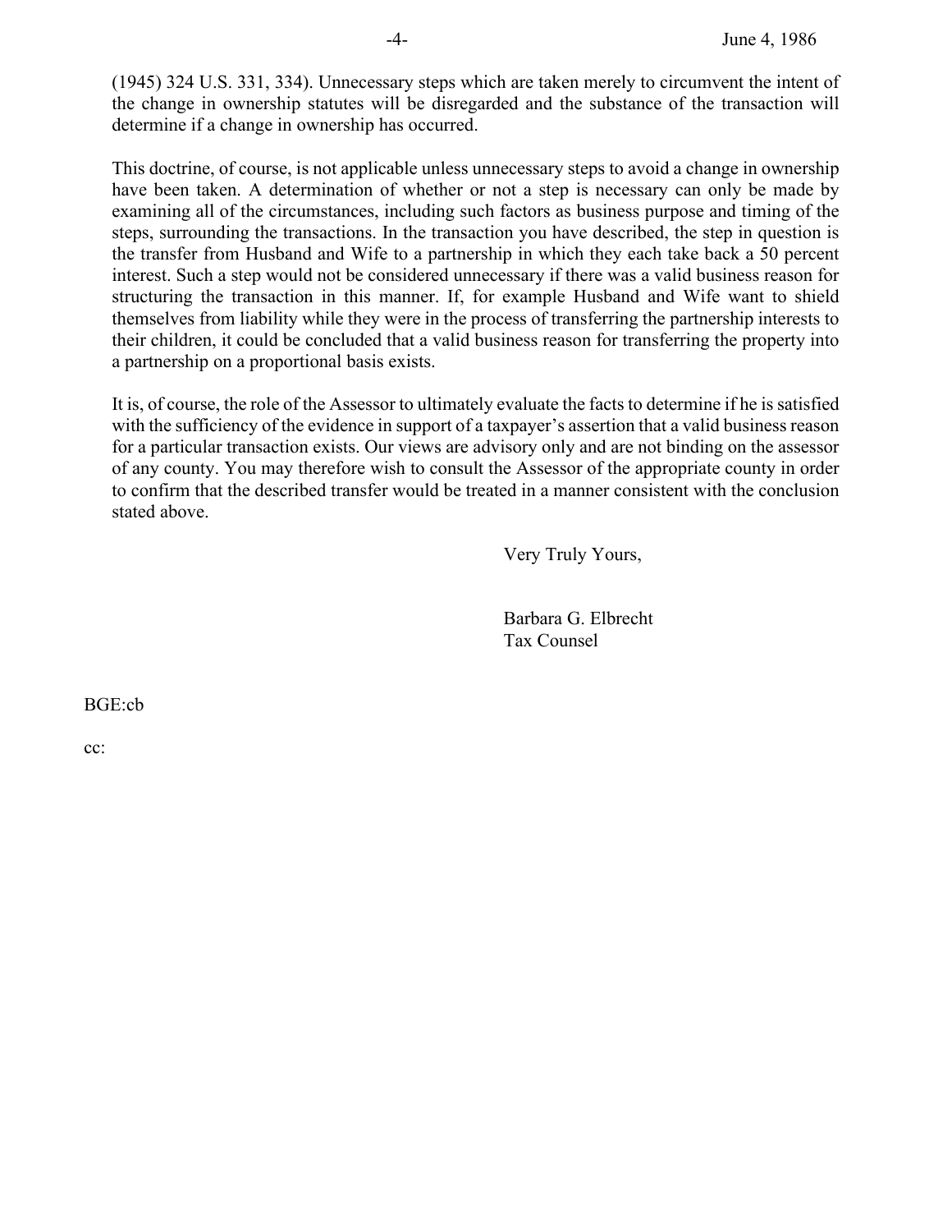(1945) 324 U.S. 331, 334). Unnecessary steps which are taken merely to circumvent the intent of the change in ownership statutes will be disregarded and the substance of the transaction will determine if a change in ownership has occurred.

This doctrine, of course, is not applicable unless unnecessary steps to avoid a change in ownership have been taken. A determination of whether or not a step is necessary can only be made by examining all of the circumstances, including such factors as business purpose and timing of the steps, surrounding the transactions. In the transaction you have described, the step in question is the transfer from Husband and Wife to a partnership in which they each take back a 50 percent interest. Such a step would not be considered unnecessary if there was a valid business reason for structuring the transaction in this manner. If, for example Husband and Wife want to shield themselves from liability while they were in the process of transferring the partnership interests to their children, it could be concluded that a valid business reason for transferring the property into a partnership on a proportional basis exists.

It is, of course, the role of the Assessor to ultimately evaluate the facts to determine if he is satisfied with the sufficiency of the evidence in support of a taxpayer's assertion that a valid business reason for a particular transaction exists. Our views are advisory only and are not binding on the assessor of any county. You may therefore wish to consult the Assessor of the appropriate county in order to confirm that the described transfer would be treated in a manner consistent with the conclusion stated above.

Very Truly Yours,

Barbara G. Elbrecht
Tax Counsel

BGE:cb

cc: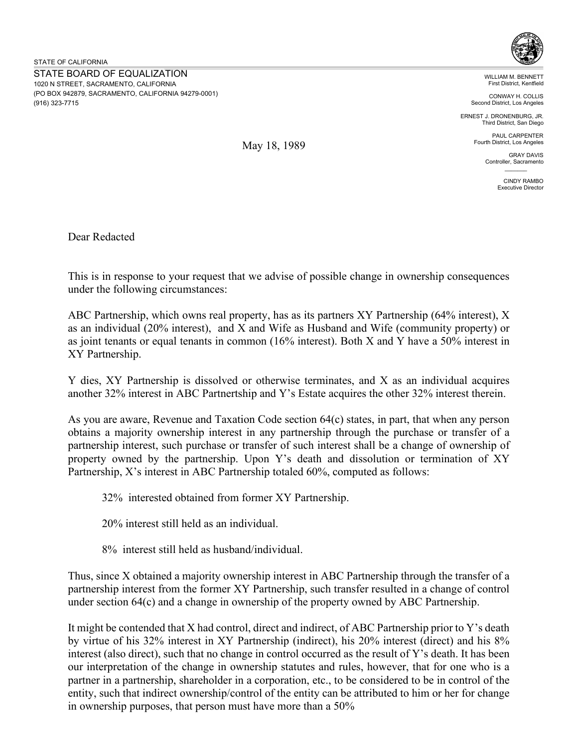STATE OF CALIFORNIA

STATE BOARD OF EQUALIZATION
1020 N STREET, SACRAMENTO, CALIFORNIA
(PO BOX 942879, SACRAMENTO, CALIFORNIA 94279-0001)
(916) 323-7715

WILLIAM M. BENNETT
First District, Kentfield

CONWAY H. COLLIS
Second District, Los Angeles

ERNEST J. DRONENBURG, JR.
Third District, San Diego

PAUL CARPENTER
Fourth District, Los Angeles

GRAY DAVIS
Controller, Sacramento

CINDY RAMBO
Executive Director

May 18, 1989

Dear Redacted

This is in response to your request that we advise of possible change in ownership consequences under the following circumstances:

ABC Partnership, which owns real property, has as its partners XY Partnership (64% interest), X as an individual (20% interest), and X and Wife as Husband and Wife (community property) or as joint tenants or equal tenants in common (16% interest). Both X and Y have a 50% interest in XY Partnership.

Y dies, XY Partnership is dissolved or otherwise terminates, and X as an individual acquires another 32% interest in ABC Partnertship and Y's Estate acquires the other 32% interest therein.

As you are aware, Revenue and Taxation Code section 64(c) states, in part, that when any person obtains a majority ownership interest in any partnership through the purchase or transfer of a partnership interest, such purchase or transfer of such interest shall be a change of ownership of property owned by the partnership. Upon Y's death and dissolution or termination of XY Partnership, X's interest in ABC Partnership totaled 60%, computed as follows:

32% interested obtained from former XY Partnership.

20% interest still held as an individual.

8% interest still held as husband/individual.

Thus, since X obtained a majority ownership interest in ABC Partnership through the transfer of a partnership interest from the former XY Partnership, such transfer resulted in a change of control under section 64(c) and a change in ownership of the property owned by ABC Partnership.

It might be contended that X had control, direct and indirect, of ABC Partnership prior to Y's death by virtue of his 32% interest in XY Partnership (indirect), his 20% interest (direct) and his 8% interest (also direct), such that no change in control occurred as the result of Y's death. It has been our interpretation of the change in ownership statutes and rules, however, that for one who is a partner in a partnership, shareholder in a corporation, etc., to be considered to be in control of the entity, such that indirect ownership/control of the entity can be attributed to him or her for change in ownership purposes, that person must have more than a 50%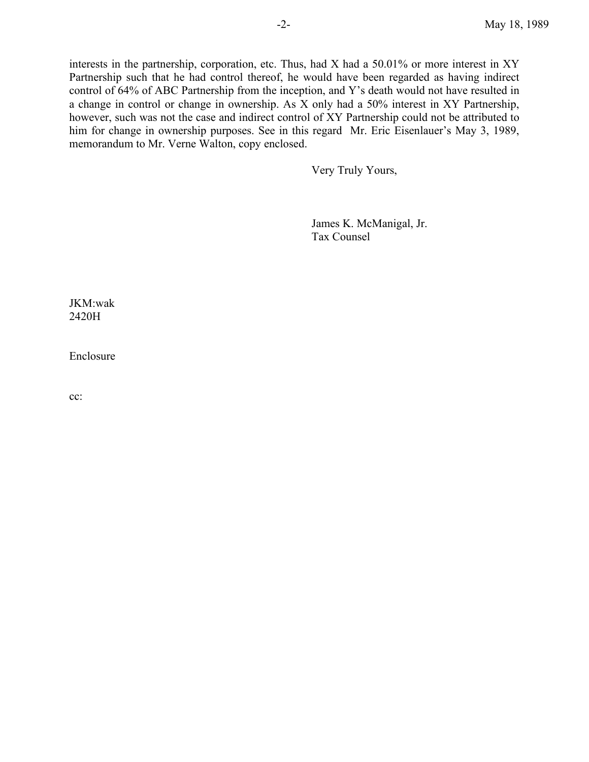interests in the partnership, corporation, etc. Thus, had X had a 50.01% or more interest in XY Partnership such that he had control thereof, he would have been regarded as having indirect control of 64% of ABC Partnership from the inception, and Y's death would not have resulted in a change in control or change in ownership. As X only had a 50% interest in XY Partnership, however, such was not the case and indirect control of XY Partnership could not be attributed to him for change in ownership purposes. See in this regard Mr. Eric Eisenlauer's May 3, 1989, memorandum to Mr. Verne Walton, copy enclosed.

Very Truly Yours,

James K. McManigal, Jr.
Tax Counsel

JKM:wak
2420H

Enclosure

cc: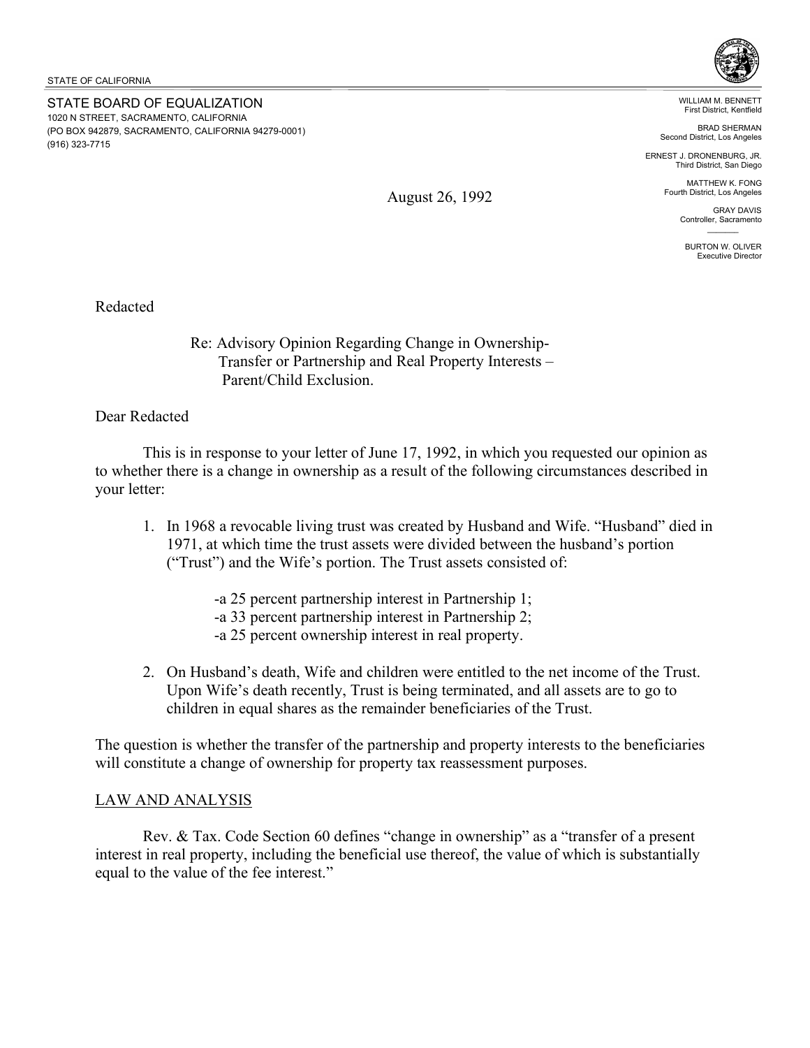STATE OF CALIFORNIA

STATE BOARD OF EQUALIZATION
1020 N STREET, SACRAMENTO, CALIFORNIA
(PO BOX 942879, SACRAMENTO, CALIFORNIA 94279-0001)
(916) 323-7715

WILLIAM M. BENNETT
First District, Kentfield

BRAD SHERMAN
Second District, Los Angeles

ERNEST J. DRONENBURG, JR.
Third District, San Diego

MATTHEW K. FONG
Fourth District, Los Angeles

GRAY DAVIS
Controller, Sacramento

BURTON W. OLIVER
Executive Director

August 26, 1992

Redacted

Re: Advisory Opinion Regarding Change in Ownership-
Transfer or Partnership and Real Property Interests –
Parent/Child Exclusion.

Dear Redacted

This is in response to your letter of June 17, 1992, in which you requested our opinion as to whether there is a change in ownership as a result of the following circumstances described in your letter:

1. In 1968 a revocable living trust was created by Husband and Wife. "Husband" died in 1971, at which time the trust assets were divided between the husband's portion ("Trust") and the Wife's portion. The Trust assets consisted of:

    -a 25 percent partnership interest in Partnership 1;
    -a 33 percent partnership interest in Partnership 2;
    -a 25 percent ownership interest in real property.

2. On Husband's death, Wife and children were entitled to the net income of the Trust. Upon Wife's death recently, Trust is being terminated, and all assets are to go to children in equal shares as the remainder beneficiaries of the Trust.

The question is whether the transfer of the partnership and property interests to the beneficiaries will constitute a change of ownership for property tax reassessment purposes.

LAW AND ANALYSIS

Rev. & Tax. Code Section 60 defines "change in ownership" as a "transfer of a present interest in real property, including the beneficial use thereof, the value of which is substantially equal to the value of the fee interest."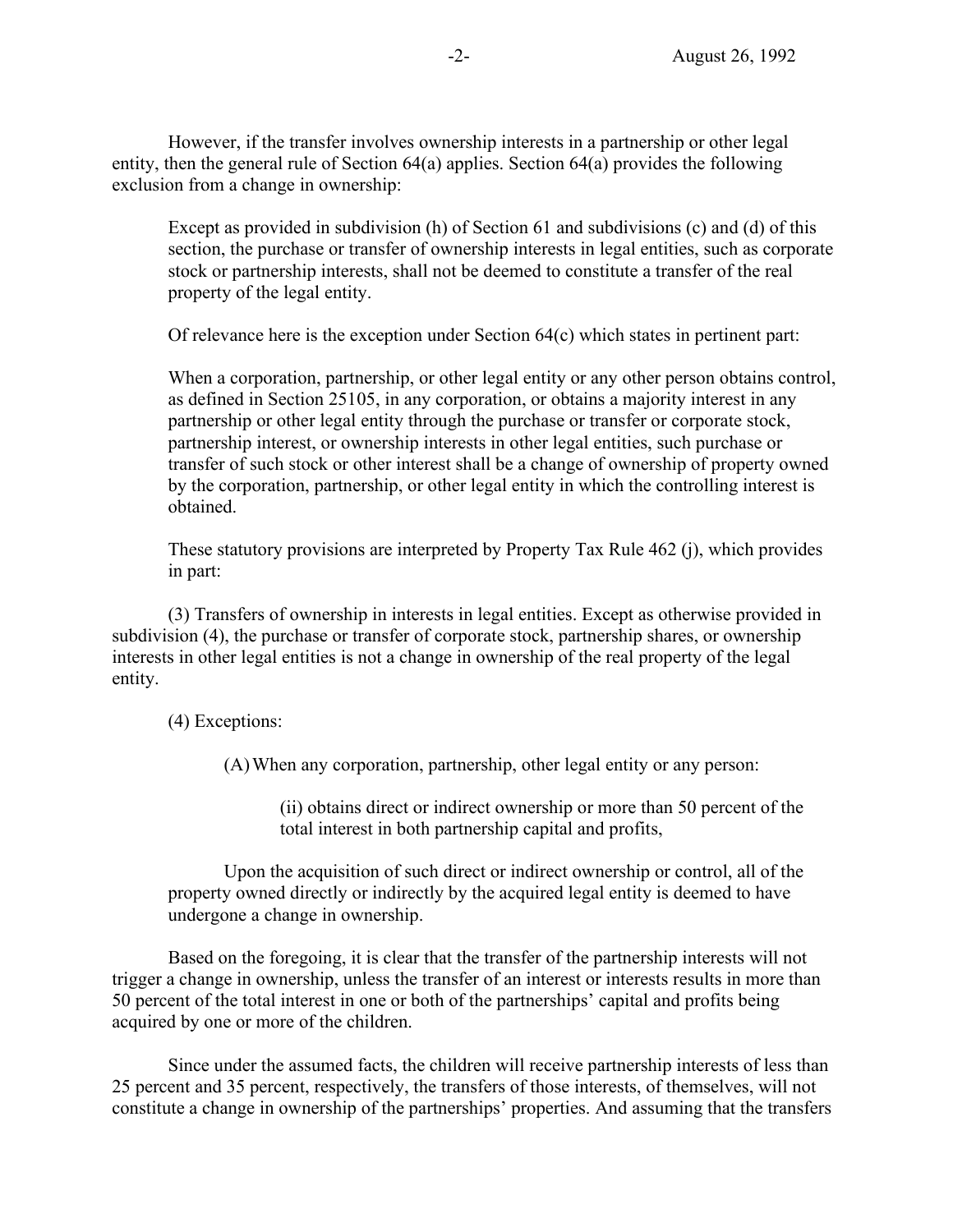However, if the transfer involves ownership interests in a partnership or other legal entity, then the general rule of Section 64(a) applies. Section 64(a) provides the following exclusion from a change in ownership:

> Except as provided in subdivision (h) of Section 61 and subdivisions (c) and (d) of this section, the purchase or transfer of ownership interests in legal entities, such as corporate stock or partnership interests, shall not be deemed to constitute a transfer of the real property of the legal entity.
>
> Of relevance here is the exception under Section 64(c) which states in pertinent part:
>
> When a corporation, partnership, or other legal entity or any other person obtains control, as defined in Section 25105, in any corporation, or obtains a majority interest in any partnership or other legal entity through the purchase or transfer or corporate stock, partnership interest, or ownership interests in other legal entities, such purchase or transfer of such stock or other interest shall be a change of ownership of property owned by the corporation, partnership, or other legal entity in which the controlling interest is obtained.
>
> These statutory provisions are interpreted by Property Tax Rule 462 (j), which provides in part:

(3) Transfers of ownership in interests in legal entities. Except as otherwise provided in subdivision (4), the purchase or transfer of corporate stock, partnership shares, or ownership interests in other legal entities is not a change in ownership of the real property of the legal entity.

(4) Exceptions:

(A) When any corporation, partnership, other legal entity or any person:

(ii) obtains direct or indirect ownership or more than 50 percent of the total interest in both partnership capital and profits,

Upon the acquisition of such direct or indirect ownership or control, all of the property owned directly or indirectly by the acquired legal entity is deemed to have undergone a change in ownership.

Based on the foregoing, it is clear that the transfer of the partnership interests will not trigger a change in ownership, unless the transfer of an interest or interests results in more than 50 percent of the total interest in one or both of the partnerships' capital and profits being acquired by one or more of the children.

Since under the assumed facts, the children will receive partnership interests of less than 25 percent and 35 percent, respectively, the transfers of those interests, of themselves, will not constitute a change in ownership of the partnerships' properties. And assuming that the transfers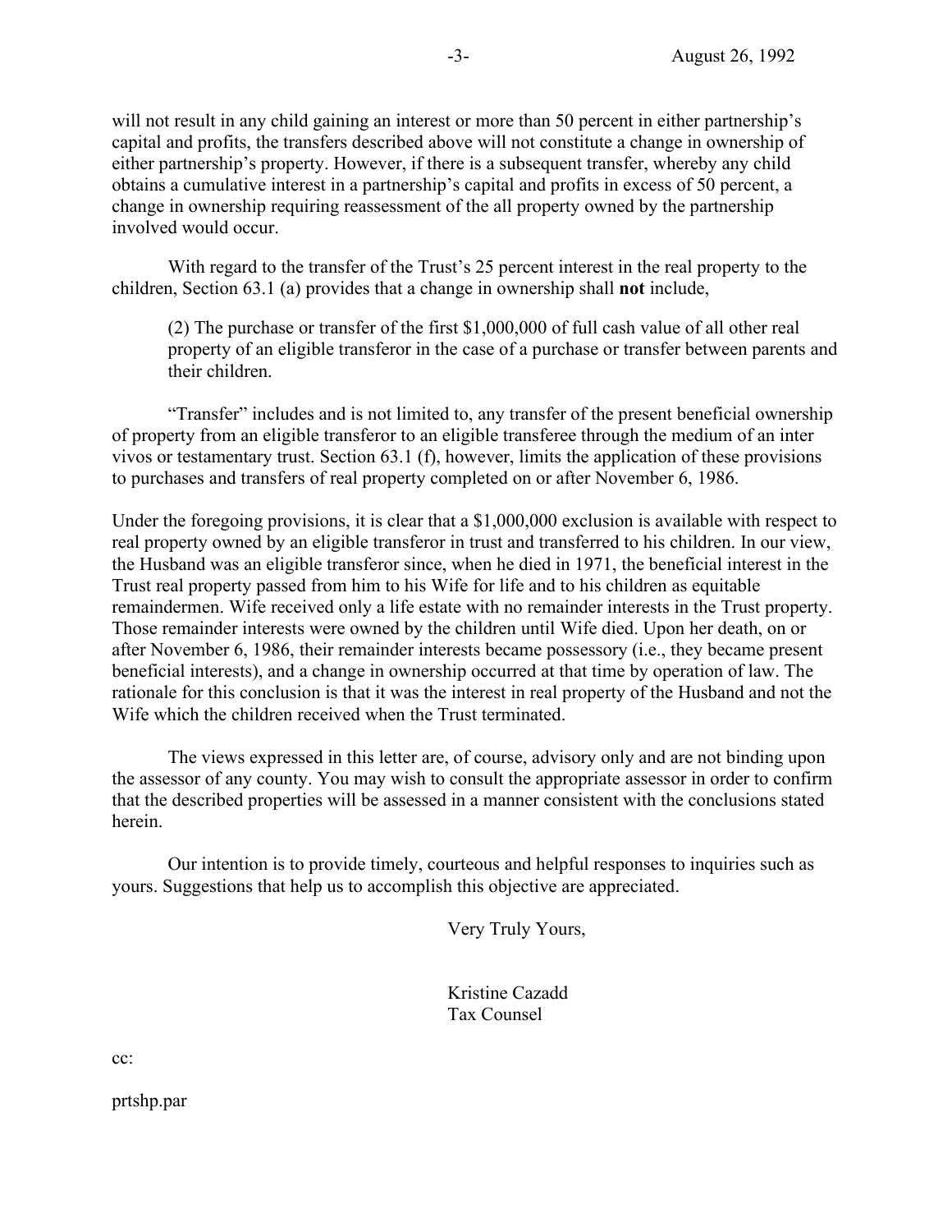will not result in any child gaining an interest or more than 50 percent in either partnership's capital and profits, the transfers described above will not constitute a change in ownership of either partnership's property. However, if there is a subsequent transfer, whereby any child obtains a cumulative interest in a partnership's capital and profits in excess of 50 percent, a change in ownership requiring reassessment of the all property owned by the partnership involved would occur.

With regard to the transfer of the Trust's 25 percent interest in the real property to the children, Section 63.1 (a) provides that a change in ownership shall **not** include,

> (2) The purchase or transfer of the first $1,000,000 of full cash value of all other real property of an eligible transferor in the case of a purchase or transfer between parents and their children.

"Transfer" includes and is not limited to, any transfer of the present beneficial ownership of property from an eligible transferor to an eligible transferee through the medium of an inter vivos or testamentary trust. Section 63.1 (f), however, limits the application of these provisions to purchases and transfers of real property completed on or after November 6, 1986.

Under the foregoing provisions, it is clear that a $1,000,000 exclusion is available with respect to real property owned by an eligible transferor in trust and transferred to his children. In our view, the Husband was an eligible transferor since, when he died in 1971, the beneficial interest in the Trust real property passed from him to his Wife for life and to his children as equitable remaindermen. Wife received only a life estate with no remainder interests in the Trust property. Those remainder interests were owned by the children until Wife died. Upon her death, on or after November 6, 1986, their remainder interests became possessory (i.e., they became present beneficial interests), and a change in ownership occurred at that time by operation of law. The rationale for this conclusion is that it was the interest in real property of the Husband and not the Wife which the children received when the Trust terminated.

The views expressed in this letter are, of course, advisory only and are not binding upon the assessor of any county. You may wish to consult the appropriate assessor in order to confirm that the described properties will be assessed in a manner consistent with the conclusions stated herein.

Our intention is to provide timely, courteous and helpful responses to inquiries such as yours. Suggestions that help us to accomplish this objective are appreciated.

Very Truly Yours,

Kristine Cazadd
Tax Counsel

cc:

prtshp.par